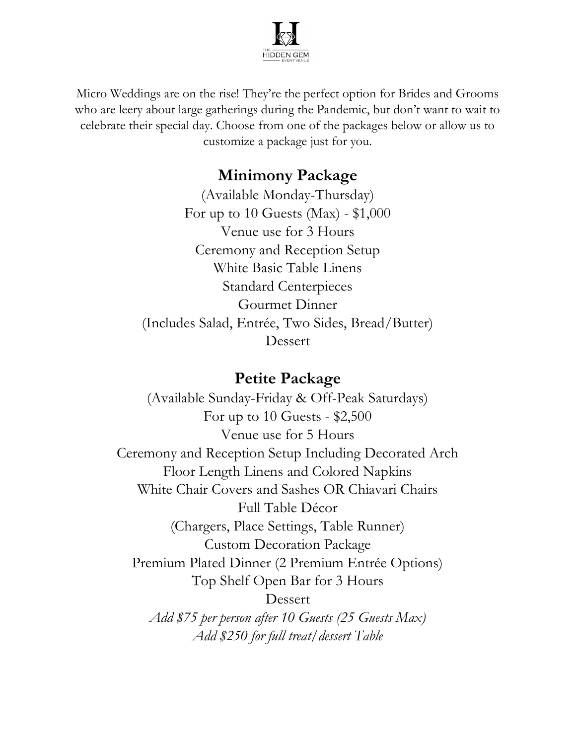THE HIDDEN GEM EVENT VENUE

Micro Weddings are on the rise! They're the perfect option for Brides and Grooms who are leery about large gatherings during the Pandemic, but don't want to wait to celebrate their special day. Choose from one of the packages below or allow us to customize a package just for you.

## Minimony Package

(Available Monday-Thursday)
For up to 10 Guests (Max) - $1,000
Venue use for 3 Hours
Ceremony and Reception Setup
White Basic Table Linens
Standard Centerpieces
Gourmet Dinner
(Includes Salad, Entrée, Two Sides, Bread/Butter)
Dessert

## Petite Package

(Available Sunday-Friday & Off-Peak Saturdays)
For up to 10 Guests - $2,500
Venue use for 5 Hours
Ceremony and Reception Setup Including Decorated Arch
Floor Length Linens and Colored Napkins
White Chair Covers and Sashes OR Chiavari Chairs
Full Table Décor
(Chargers, Place Settings, Table Runner)
Custom Decoration Package
Premium Plated Dinner (2 Premium Entrée Options)
Top Shelf Open Bar for 3 Hours
Dessert
*Add $75 per person after 10 Guests (25 Guests Max)*
*Add $250 for full treat/dessert Table*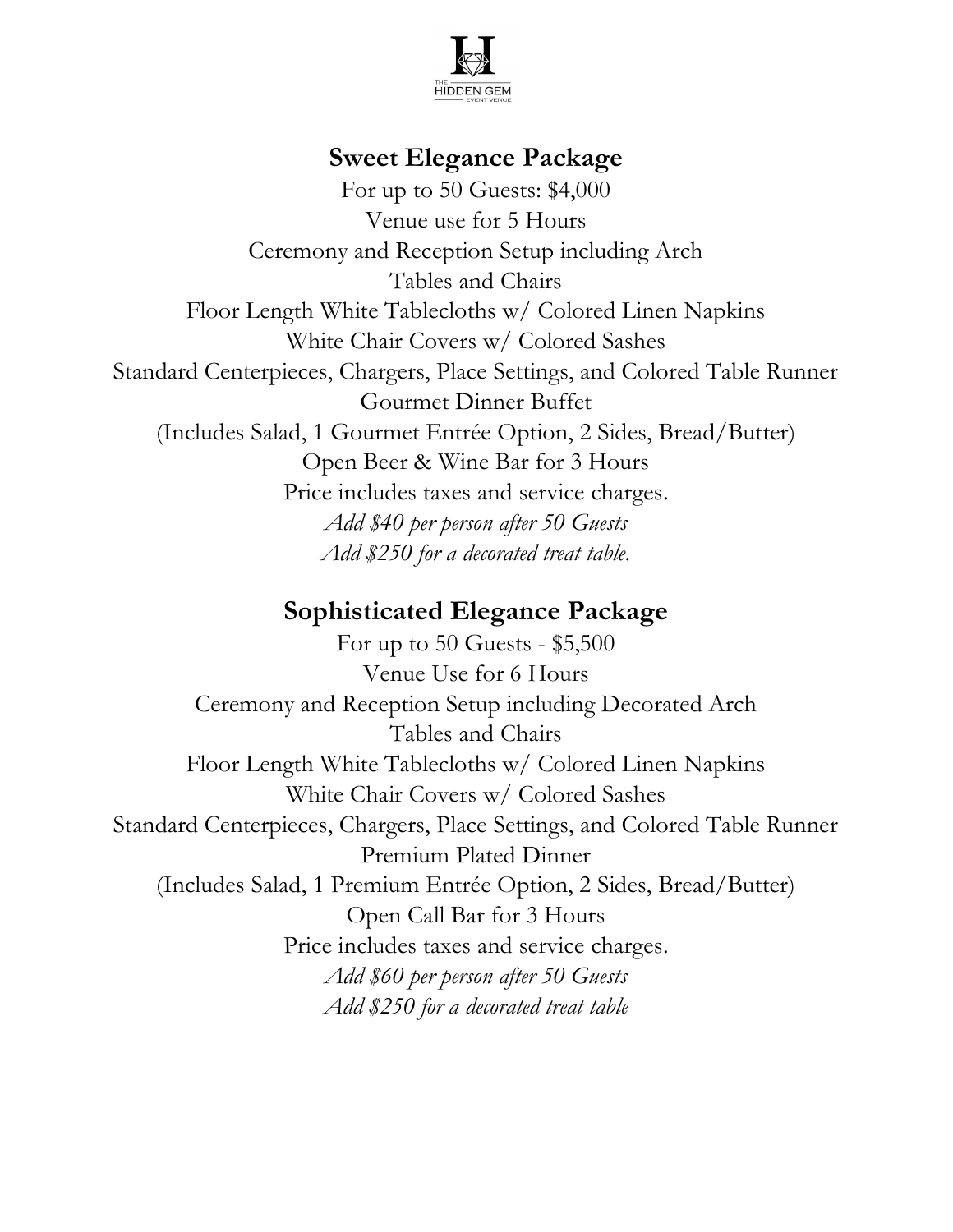## Sweet Elegance Package

For up to 50 Guests: $4,000
Venue use for 5 Hours
Ceremony and Reception Setup including Arch
Tables and Chairs
Floor Length White Tablecloths w/ Colored Linen Napkins
White Chair Covers w/ Colored Sashes
Standard Centerpieces, Chargers, Place Settings, and Colored Table Runner
Gourmet Dinner Buffet
(Includes Salad, 1 Gourmet Entrée Option, 2 Sides, Bread/Butter)
Open Beer & Wine Bar for 3 Hours
Price includes taxes and service charges.
*Add $40 per person after 50 Guests*
*Add $250 for a decorated treat table.*

## Sophisticated Elegance Package

For up to 50 Guests - $5,500
Venue Use for 6 Hours
Ceremony and Reception Setup including Decorated Arch
Tables and Chairs
Floor Length White Tablecloths w/ Colored Linen Napkins
White Chair Covers w/ Colored Sashes
Standard Centerpieces, Chargers, Place Settings, and Colored Table Runner
Premium Plated Dinner
(Includes Salad, 1 Premium Entrée Option, 2 Sides, Bread/Butter)
Open Call Bar for 3 Hours
Price includes taxes and service charges.
*Add $60 per person after 50 Guests*
*Add $250 for a decorated treat table*